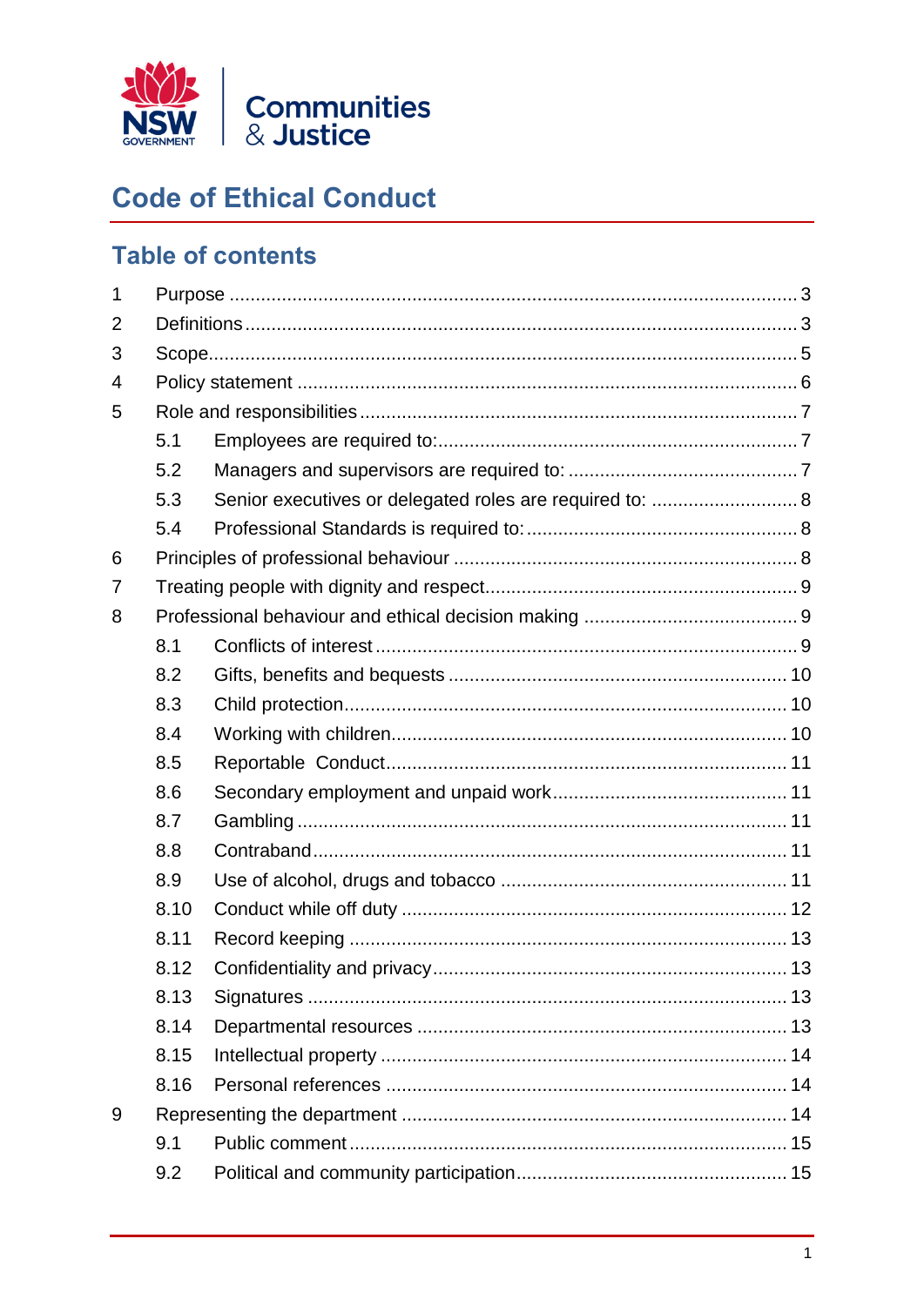NSW GOVERNMENT | Communities & Justice

# Code of Ethical Conduct

## Table of contents

1 Purpose ..... 3
2 Definitions ..... 3
3 Scope ..... 5
4 Policy statement ..... 6
5 Role and responsibilities ..... 7
  5.1 Employees are required to: ..... 7
  5.2 Managers and supervisors are required to: ..... 7
  5.3 Senior executives or delegated roles are required to: ..... 8
  5.4 Professional Standards is required to: ..... 8
6 Principles of professional behaviour ..... 8
7 Treating people with dignity and respect ..... 9
8 Professional behaviour and ethical decision making ..... 9
  8.1 Conflicts of interest ..... 9
  8.2 Gifts, benefits and bequests ..... 10
  8.3 Child protection ..... 10
  8.4 Working with children ..... 10
  8.5 Reportable Conduct ..... 11
  8.6 Secondary employment and unpaid work ..... 11
  8.7 Gambling ..... 11
  8.8 Contraband ..... 11
  8.9 Use of alcohol, drugs and tobacco ..... 11
  8.10 Conduct while off duty ..... 12
  8.11 Record keeping ..... 13
  8.12 Confidentiality and privacy ..... 13
  8.13 Signatures ..... 13
  8.14 Departmental resources ..... 13
  8.15 Intellectual property ..... 14
  8.16 Personal references ..... 14
9 Representing the department ..... 14
  9.1 Public comment ..... 15
  9.2 Political and community participation ..... 15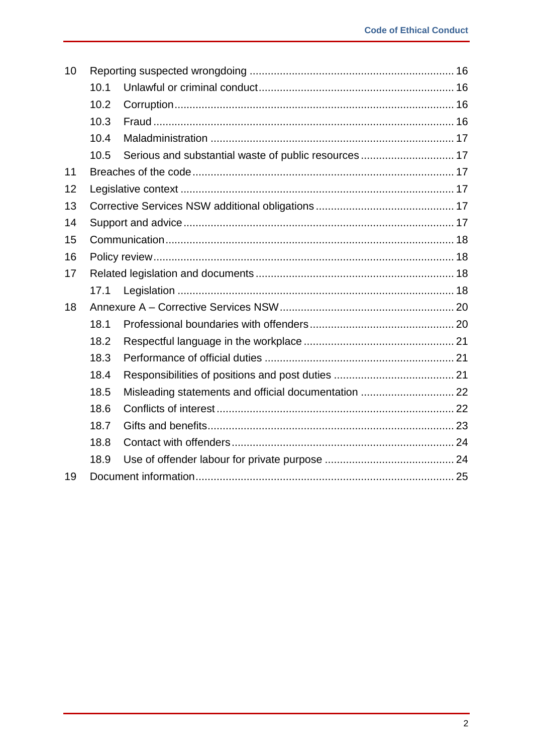| | | |
|---|---|---|
| 10 | Reporting suspected wrongdoing | 16 |
| 10.1 | Unlawful or criminal conduct | 16 |
| 10.2 | Corruption | 16 |
| 10.3 | Fraud | 16 |
| 10.4 | Maladministration | 17 |
| 10.5 | Serious and substantial waste of public resources | 17 |
| 11 | Breaches of the code | 17 |
| 12 | Legislative context | 17 |
| 13 | Corrective Services NSW additional obligations | 17 |
| 14 | Support and advice | 17 |
| 15 | Communication | 18 |
| 16 | Policy review | 18 |
| 17 | Related legislation and documents | 18 |
| 17.1 | Legislation | 18 |
| 18 | Annexure A – Corrective Services NSW | 20 |
| 18.1 | Professional boundaries with offenders | 20 |
| 18.2 | Respectful language in the workplace | 21 |
| 18.3 | Performance of official duties | 21 |
| 18.4 | Responsibilities of positions and post duties | 21 |
| 18.5 | Misleading statements and official documentation | 22 |
| 18.6 | Conflicts of interest | 22 |
| 18.7 | Gifts and benefits | 23 |
| 18.8 | Contact with offenders | 24 |
| 18.9 | Use of offender labour for private purpose | 24 |
| 19 | Document information | 25 |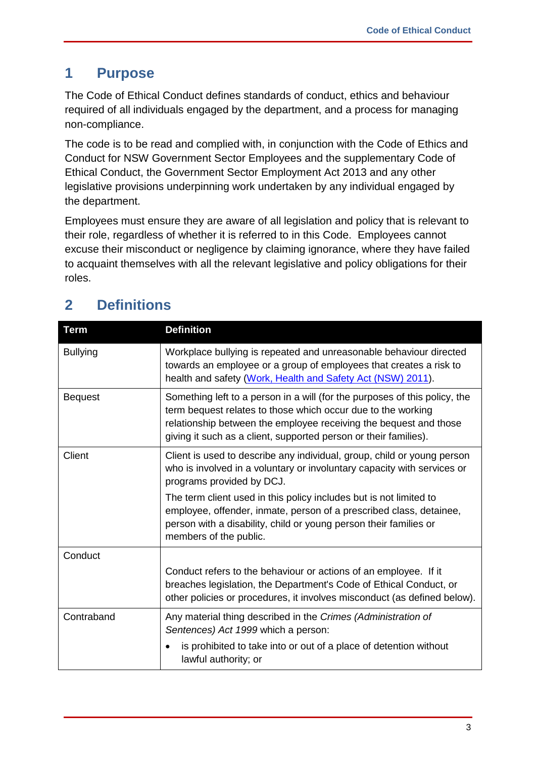# 1 Purpose

The Code of Ethical Conduct defines standards of conduct, ethics and behaviour required of all individuals engaged by the department, and a process for managing non-compliance.

The code is to be read and complied with, in conjunction with the Code of Ethics and Conduct for NSW Government Sector Employees and the supplementary Code of Ethical Conduct, the Government Sector Employment Act 2013 and any other legislative provisions underpinning work undertaken by any individual engaged by the department.

Employees must ensure they are aware of all legislation and policy that is relevant to their role, regardless of whether it is referred to in this Code. Employees cannot excuse their misconduct or negligence by claiming ignorance, where they have failed to acquaint themselves with all the relevant legislative and policy obligations for their roles.

# 2 Definitions

| Term | Definition |
| --- | --- |
| Bullying | Workplace bullying is repeated and unreasonable behaviour directed towards an employee or a group of employees that creates a risk to health and safety (Work, Health and Safety Act (NSW) 2011). |
| Bequest | Something left to a person in a will (for the purposes of this policy, the term bequest relates to those which occur due to the working relationship between the employee receiving the bequest and those giving it such as a client, supported person or their families). |
| Client | Client is used to describe any individual, group, child or young person who is involved in a voluntary or involuntary capacity with services or programs provided by DCJ.<br><br>The term client used in this policy includes but is not limited to employee, offender, inmate, person of a prescribed class, detainee, person with a disability, child or young person their families or members of the public. |
| Conduct | Conduct refers to the behaviour or actions of an employee. If it breaches legislation, the Department's Code of Ethical Conduct, or other policies or procedures, it involves misconduct (as defined below). |
| Contraband | Any material thing described in the *Crimes (Administration of Sentences) Act 1999* which a person:<br><br>• is prohibited to take into or out of a place of detention without lawful authority; or |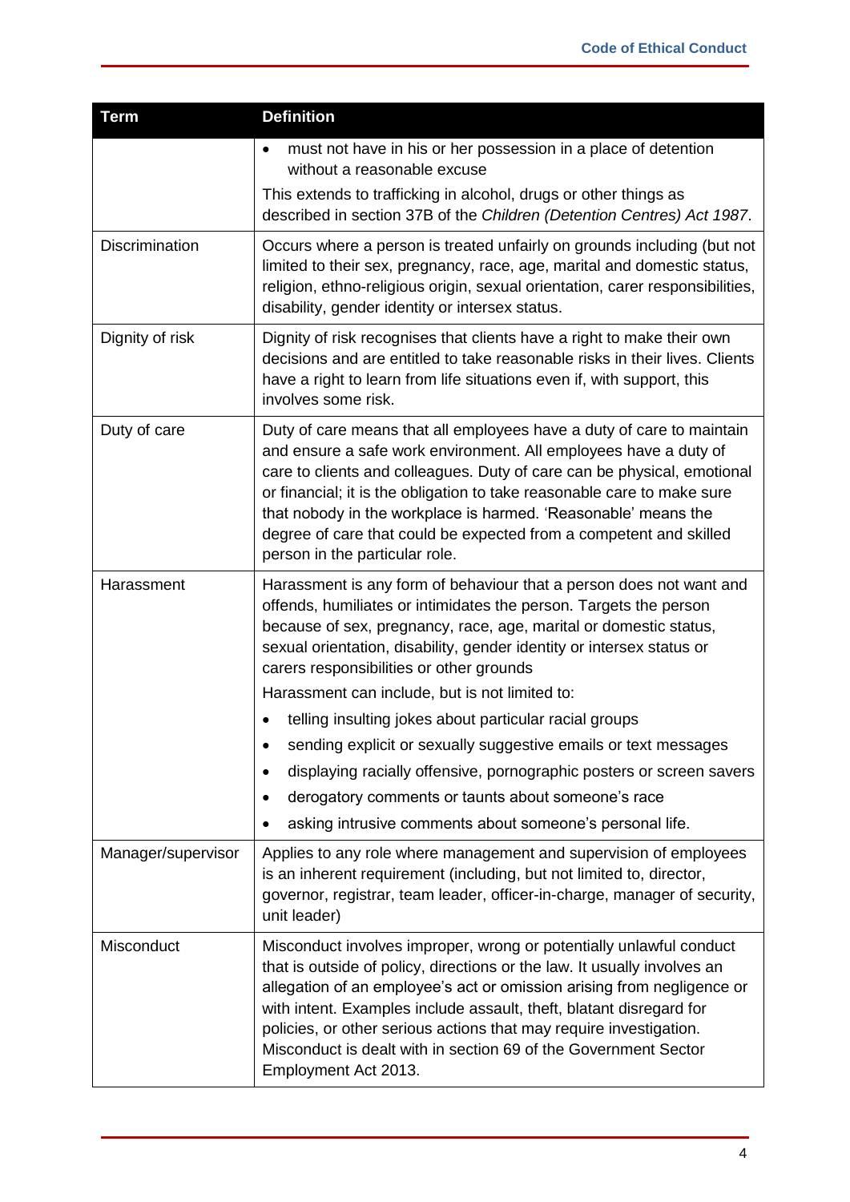| Term | Definition |
| --- | --- |
| | • must not have in his or her possession in a place of detention without a reasonable excuse<br>This extends to trafficking in alcohol, drugs or other things as described in section 37B of the *Children (Detention Centres) Act 1987*. |
| Discrimination | Occurs where a person is treated unfairly on grounds including (but not limited to their sex, pregnancy, race, age, marital and domestic status, religion, ethno-religious origin, sexual orientation, carer responsibilities, disability, gender identity or intersex status. |
| Dignity of risk | Dignity of risk recognises that clients have a right to make their own decisions and are entitled to take reasonable risks in their lives. Clients have a right to learn from life situations even if, with support, this involves some risk. |
| Duty of care | Duty of care means that all employees have a duty of care to maintain and ensure a safe work environment. All employees have a duty of care to clients and colleagues. Duty of care can be physical, emotional or financial; it is the obligation to take reasonable care to make sure that nobody in the workplace is harmed. 'Reasonable' means the degree of care that could be expected from a competent and skilled person in the particular role. |
| Harassment | Harassment is any form of behaviour that a person does not want and offends, humiliates or intimidates the person. Targets the person because of sex, pregnancy, race, age, marital or domestic status, sexual orientation, disability, gender identity or intersex status or carers responsibilities or other grounds<br>Harassment can include, but is not limited to:<br>• telling insulting jokes about particular racial groups<br>• sending explicit or sexually suggestive emails or text messages<br>• displaying racially offensive, pornographic posters or screen savers<br>• derogatory comments or taunts about someone's race<br>• asking intrusive comments about someone's personal life. |
| Manager/supervisor | Applies to any role where management and supervision of employees is an inherent requirement (including, but not limited to, director, governor, registrar, team leader, officer-in-charge, manager of security, unit leader) |
| Misconduct | Misconduct involves improper, wrong or potentially unlawful conduct that is outside of policy, directions or the law. It usually involves an allegation of an employee's act or omission arising from negligence or with intent. Examples include assault, theft, blatant disregard for policies, or other serious actions that may require investigation. Misconduct is dealt with in section 69 of the Government Sector Employment Act 2013. |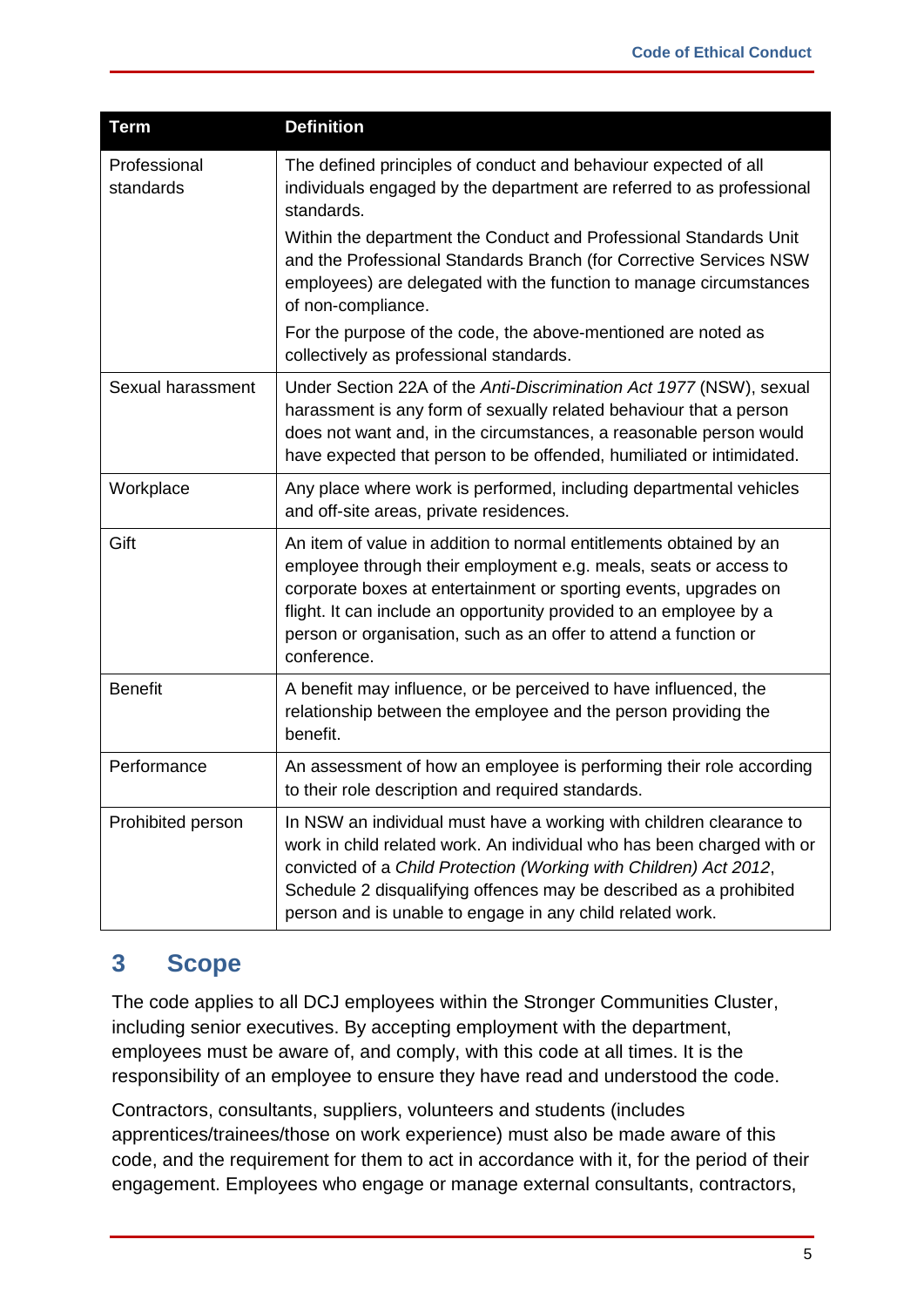| Term | Definition |
| --- | --- |
| Professional standards | The defined principles of conduct and behaviour expected of all individuals engaged by the department are referred to as professional standards.<br><br>Within the department the Conduct and Professional Standards Unit and the Professional Standards Branch (for Corrective Services NSW employees) are delegated with the function to manage circumstances of non-compliance.<br><br>For the purpose of the code, the above-mentioned are noted as collectively as professional standards. |
| Sexual harassment | Under Section 22A of the *Anti-Discrimination Act 1977* (NSW), sexual harassment is any form of sexually related behaviour that a person does not want and, in the circumstances, a reasonable person would have expected that person to be offended, humiliated or intimidated. |
| Workplace | Any place where work is performed, including departmental vehicles and off-site areas, private residences. |
| Gift | An item of value in addition to normal entitlements obtained by an employee through their employment e.g. meals, seats or access to corporate boxes at entertainment or sporting events, upgrades on flight. It can include an opportunity provided to an employee by a person or organisation, such as an offer to attend a function or conference. |
| Benefit | A benefit may influence, or be perceived to have influenced, the relationship between the employee and the person providing the benefit. |
| Performance | An assessment of how an employee is performing their role according to their role description and required standards. |
| Prohibited person | In NSW an individual must have a working with children clearance to work in child related work. An individual who has been charged with or convicted of a *Child Protection (Working with Children) Act 2012*, Schedule 2 disqualifying offences may be described as a prohibited person and is unable to engage in any child related work. |

## 3 Scope

The code applies to all DCJ employees within the Stronger Communities Cluster, including senior executives. By accepting employment with the department, employees must be aware of, and comply, with this code at all times. It is the responsibility of an employee to ensure they have read and understood the code.

Contractors, consultants, suppliers, volunteers and students (includes apprentices/trainees/those on work experience) must also be made aware of this code, and the requirement for them to act in accordance with it, for the period of their engagement. Employees who engage or manage external consultants, contractors,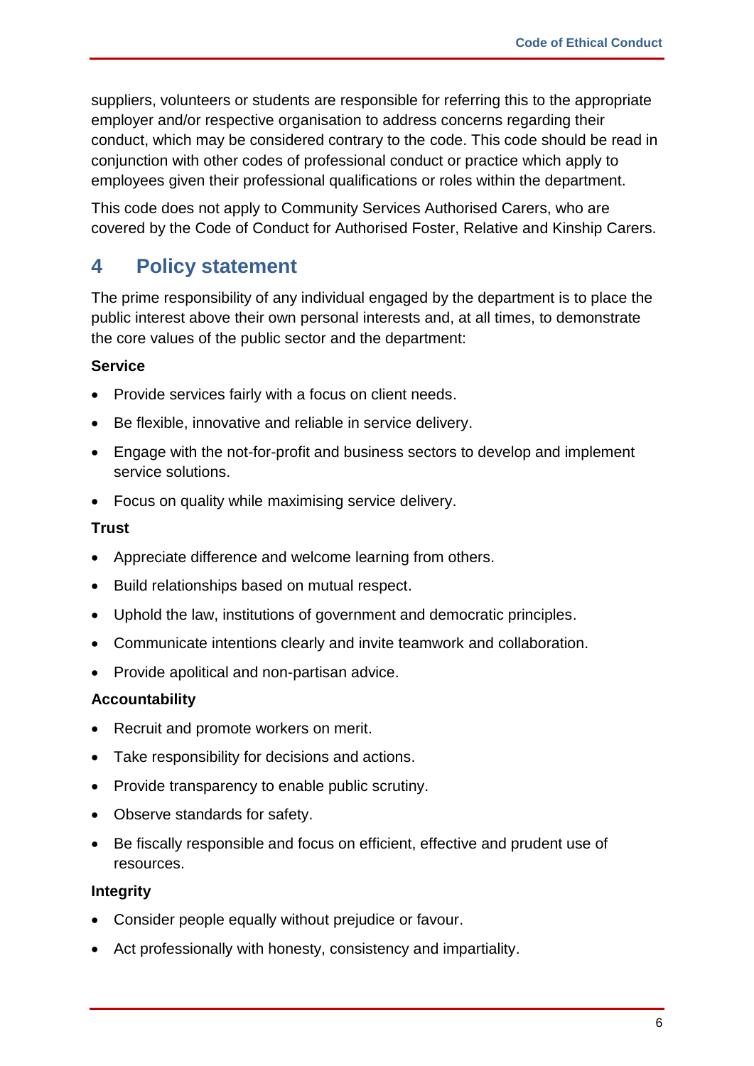suppliers, volunteers or students are responsible for referring this to the appropriate employer and/or respective organisation to address concerns regarding their conduct, which may be considered contrary to the code. This code should be read in conjunction with other codes of professional conduct or practice which apply to employees given their professional qualifications or roles within the department.

This code does not apply to Community Services Authorised Carers, who are covered by the Code of Conduct for Authorised Foster, Relative and Kinship Carers.

# 4 Policy statement

The prime responsibility of any individual engaged by the department is to place the public interest above their own personal interests and, at all times, to demonstrate the core values of the public sector and the department:

**Service**

- Provide services fairly with a focus on client needs.
- Be flexible, innovative and reliable in service delivery.
- Engage with the not-for-profit and business sectors to develop and implement service solutions.
- Focus on quality while maximising service delivery.

**Trust**

- Appreciate difference and welcome learning from others.
- Build relationships based on mutual respect.
- Uphold the law, institutions of government and democratic principles.
- Communicate intentions clearly and invite teamwork and collaboration.
- Provide apolitical and non-partisan advice.

**Accountability**

- Recruit and promote workers on merit.
- Take responsibility for decisions and actions.
- Provide transparency to enable public scrutiny.
- Observe standards for safety.
- Be fiscally responsible and focus on efficient, effective and prudent use of resources.

**Integrity**

- Consider people equally without prejudice or favour.
- Act professionally with honesty, consistency and impartiality.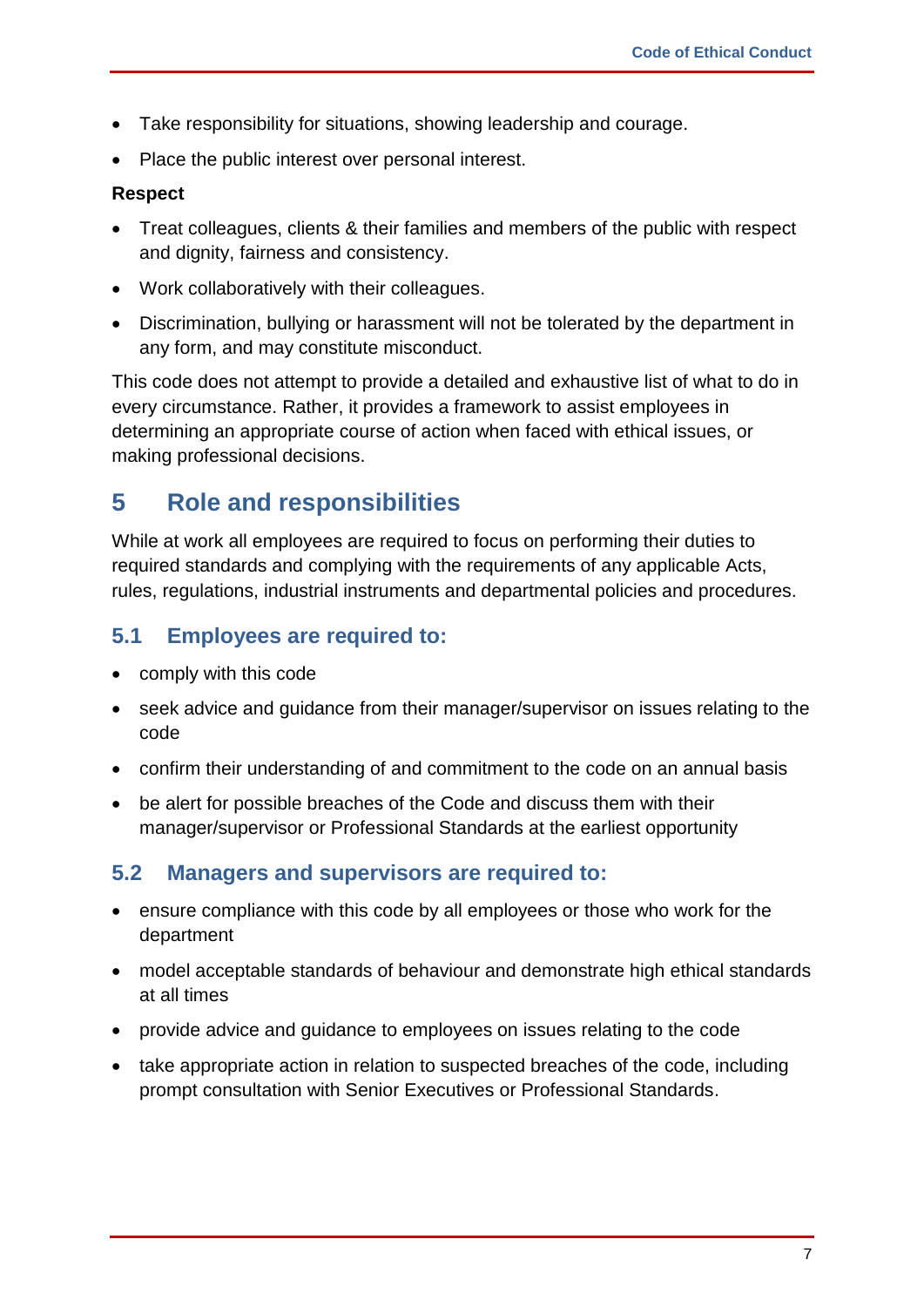- Take responsibility for situations, showing leadership and courage.
- Place the public interest over personal interest.

**Respect**

- Treat colleagues, clients & their families and members of the public with respect and dignity, fairness and consistency.
- Work collaboratively with their colleagues.
- Discrimination, bullying or harassment will not be tolerated by the department in any form, and may constitute misconduct.

This code does not attempt to provide a detailed and exhaustive list of what to do in every circumstance. Rather, it provides a framework to assist employees in determining an appropriate course of action when faced with ethical issues, or making professional decisions.

# 5 Role and responsibilities

While at work all employees are required to focus on performing their duties to required standards and complying with the requirements of any applicable Acts, rules, regulations, industrial instruments and departmental policies and procedures.

## 5.1 Employees are required to:

- comply with this code
- seek advice and guidance from their manager/supervisor on issues relating to the code
- confirm their understanding of and commitment to the code on an annual basis
- be alert for possible breaches of the Code and discuss them with their manager/supervisor or Professional Standards at the earliest opportunity

## 5.2 Managers and supervisors are required to:

- ensure compliance with this code by all employees or those who work for the department
- model acceptable standards of behaviour and demonstrate high ethical standards at all times
- provide advice and guidance to employees on issues relating to the code
- take appropriate action in relation to suspected breaches of the code, including prompt consultation with Senior Executives or Professional Standards.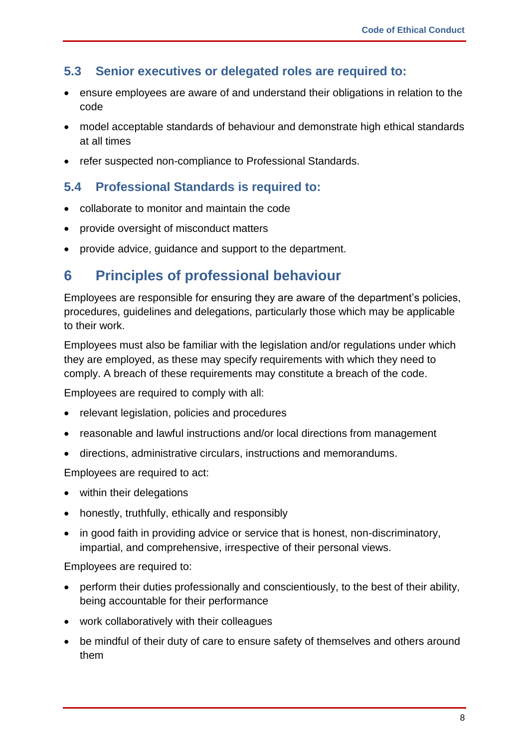### 5.3 Senior executives or delegated roles are required to:

- ensure employees are aware of and understand their obligations in relation to the code
- model acceptable standards of behaviour and demonstrate high ethical standards at all times
- refer suspected non-compliance to Professional Standards.

### 5.4 Professional Standards is required to:

- collaborate to monitor and maintain the code
- provide oversight of misconduct matters
- provide advice, guidance and support to the department.

## 6 Principles of professional behaviour

Employees are responsible for ensuring they are aware of the department's policies, procedures, guidelines and delegations, particularly those which may be applicable to their work.

Employees must also be familiar with the legislation and/or regulations under which they are employed, as these may specify requirements with which they need to comply. A breach of these requirements may constitute a breach of the code.

Employees are required to comply with all:

- relevant legislation, policies and procedures
- reasonable and lawful instructions and/or local directions from management
- directions, administrative circulars, instructions and memorandums.

Employees are required to act:

- within their delegations
- honestly, truthfully, ethically and responsibly
- in good faith in providing advice or service that is honest, non-discriminatory, impartial, and comprehensive, irrespective of their personal views.

Employees are required to:

- perform their duties professionally and conscientiously, to the best of their ability, being accountable for their performance
- work collaboratively with their colleagues
- be mindful of their duty of care to ensure safety of themselves and others around them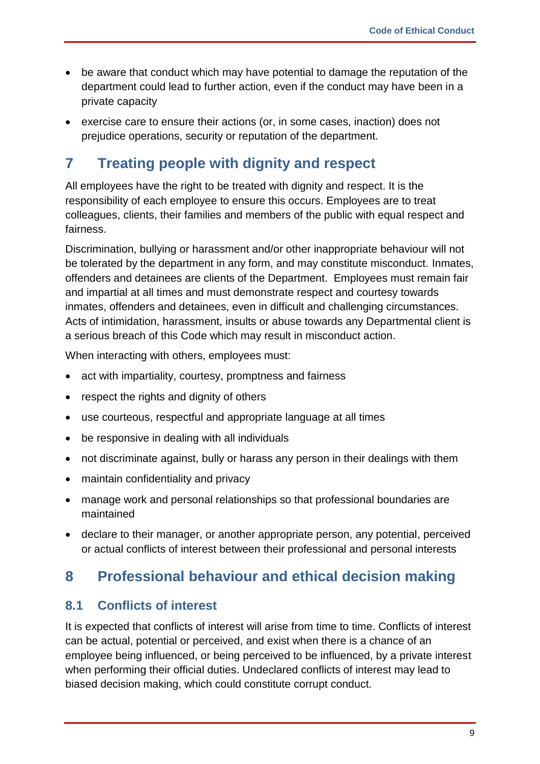- be aware that conduct which may have potential to damage the reputation of the department could lead to further action, even if the conduct may have been in a private capacity
- exercise care to ensure their actions (or, in some cases, inaction) does not prejudice operations, security or reputation of the department.

# 7 Treating people with dignity and respect

All employees have the right to be treated with dignity and respect. It is the responsibility of each employee to ensure this occurs. Employees are to treat colleagues, clients, their families and members of the public with equal respect and fairness.

Discrimination, bullying or harassment and/or other inappropriate behaviour will not be tolerated by the department in any form, and may constitute misconduct. Inmates, offenders and detainees are clients of the Department. Employees must remain fair and impartial at all times and must demonstrate respect and courtesy towards inmates, offenders and detainees, even in difficult and challenging circumstances. Acts of intimidation, harassment, insults or abuse towards any Departmental client is a serious breach of this Code which may result in misconduct action.

When interacting with others, employees must:

- act with impartiality, courtesy, promptness and fairness
- respect the rights and dignity of others
- use courteous, respectful and appropriate language at all times
- be responsive in dealing with all individuals
- not discriminate against, bully or harass any person in their dealings with them
- maintain confidentiality and privacy
- manage work and personal relationships so that professional boundaries are maintained
- declare to their manager, or another appropriate person, any potential, perceived or actual conflicts of interest between their professional and personal interests

# 8 Professional behaviour and ethical decision making

## 8.1 Conflicts of interest

It is expected that conflicts of interest will arise from time to time. Conflicts of interest can be actual, potential or perceived, and exist when there is a chance of an employee being influenced, or being perceived to be influenced, by a private interest when performing their official duties. Undeclared conflicts of interest may lead to biased decision making, which could constitute corrupt conduct.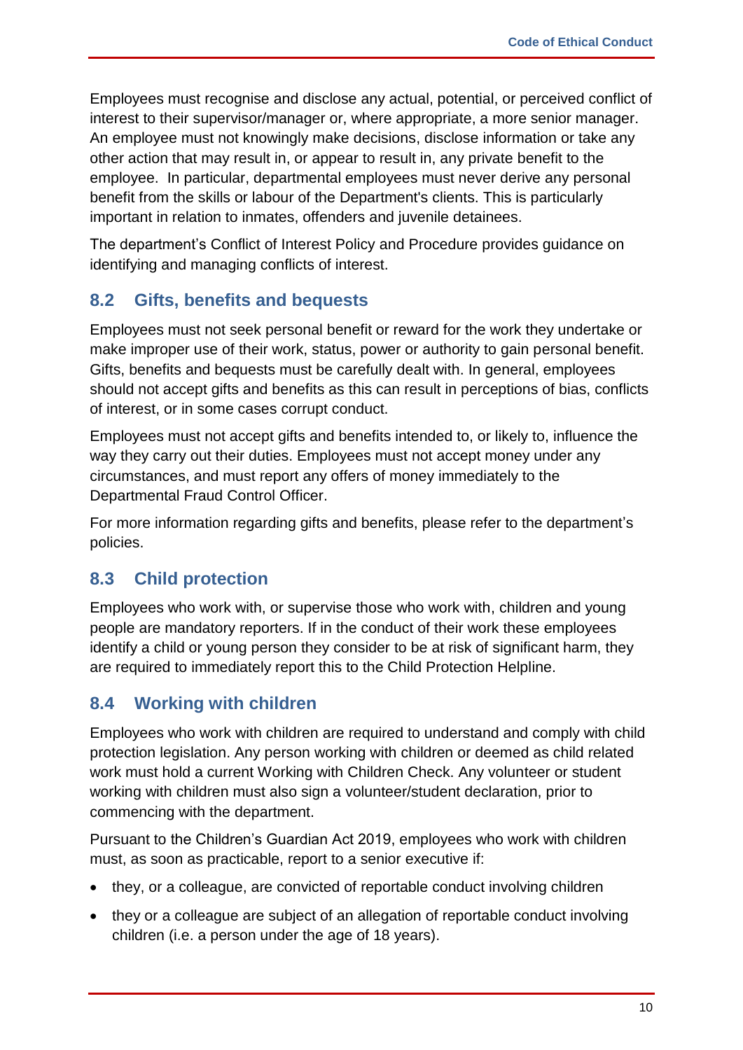Employees must recognise and disclose any actual, potential, or perceived conflict of interest to their supervisor/manager or, where appropriate, a more senior manager. An employee must not knowingly make decisions, disclose information or take any other action that may result in, or appear to result in, any private benefit to the employee.  In particular, departmental employees must never derive any personal benefit from the skills or labour of the Department's clients. This is particularly important in relation to inmates, offenders and juvenile detainees.

The department's Conflict of Interest Policy and Procedure provides guidance on identifying and managing conflicts of interest.

## 8.2 Gifts, benefits and bequests

Employees must not seek personal benefit or reward for the work they undertake or make improper use of their work, status, power or authority to gain personal benefit. Gifts, benefits and bequests must be carefully dealt with. In general, employees should not accept gifts and benefits as this can result in perceptions of bias, conflicts of interest, or in some cases corrupt conduct.

Employees must not accept gifts and benefits intended to, or likely to, influence the way they carry out their duties. Employees must not accept money under any circumstances, and must report any offers of money immediately to the Departmental Fraud Control Officer.

For more information regarding gifts and benefits, please refer to the department's policies.

## 8.3 Child protection

Employees who work with, or supervise those who work with, children and young people are mandatory reporters. If in the conduct of their work these employees identify a child or young person they consider to be at risk of significant harm, they are required to immediately report this to the Child Protection Helpline.

## 8.4 Working with children

Employees who work with children are required to understand and comply with child protection legislation. Any person working with children or deemed as child related work must hold a current Working with Children Check. Any volunteer or student working with children must also sign a volunteer/student declaration, prior to commencing with the department.

Pursuant to the Children's Guardian Act 2019, employees who work with children must, as soon as practicable, report to a senior executive if:

- they, or a colleague, are convicted of reportable conduct involving children
- they or a colleague are subject of an allegation of reportable conduct involving children (i.e. a person under the age of 18 years).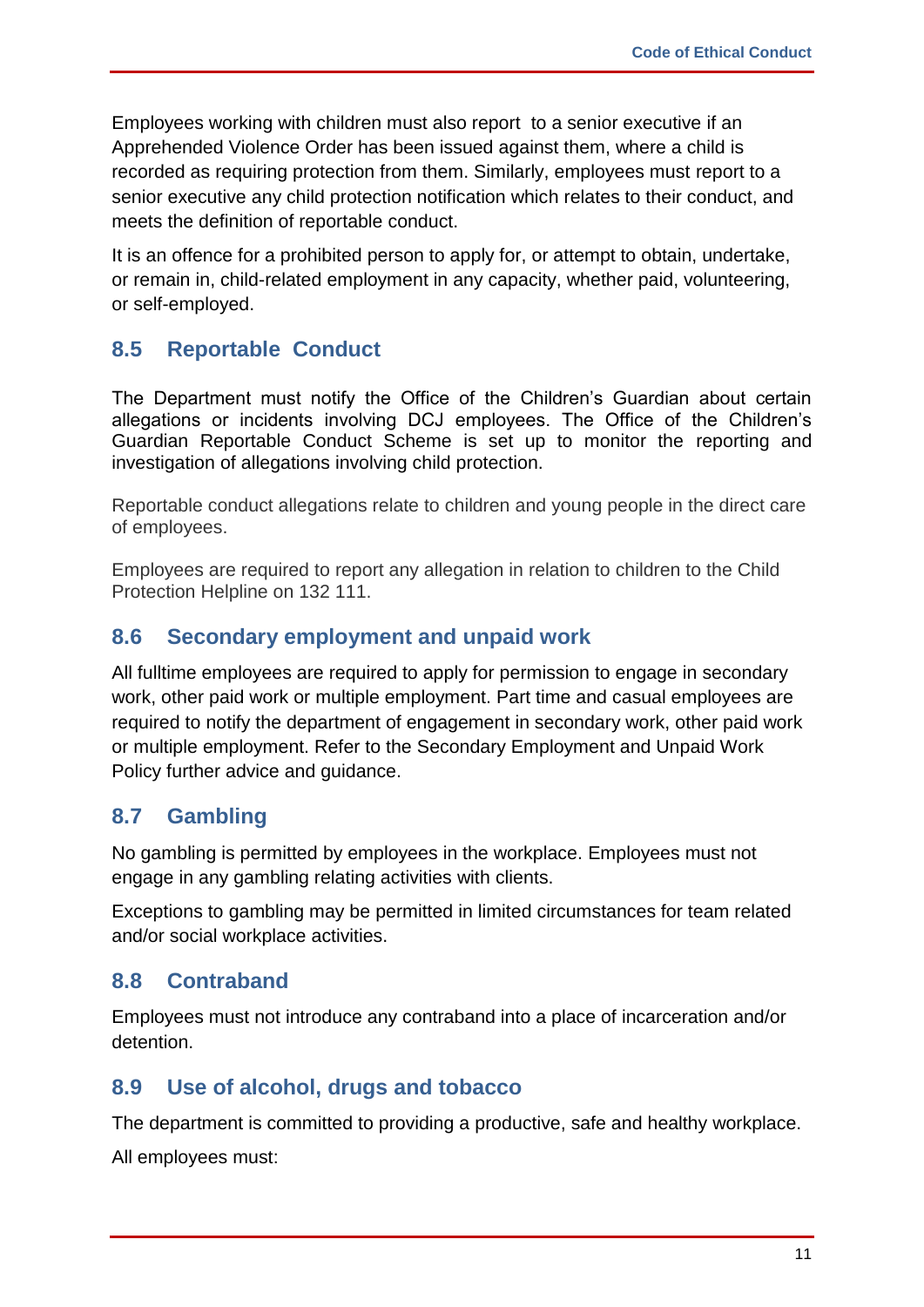Employees working with children must also report to a senior executive if an Apprehended Violence Order has been issued against them, where a child is recorded as requiring protection from them. Similarly, employees must report to a senior executive any child protection notification which relates to their conduct, and meets the definition of reportable conduct.

It is an offence for a prohibited person to apply for, or attempt to obtain, undertake, or remain in, child-related employment in any capacity, whether paid, volunteering, or self-employed.

## 8.5 Reportable Conduct

The Department must notify the Office of the Children's Guardian about certain allegations or incidents involving DCJ employees. The Office of the Children's Guardian Reportable Conduct Scheme is set up to monitor the reporting and investigation of allegations involving child protection.

Reportable conduct allegations relate to children and young people in the direct care of employees.

Employees are required to report any allegation in relation to children to the Child Protection Helpline on 132 111.

## 8.6 Secondary employment and unpaid work

All fulltime employees are required to apply for permission to engage in secondary work, other paid work or multiple employment. Part time and casual employees are required to notify the department of engagement in secondary work, other paid work or multiple employment. Refer to the Secondary Employment and Unpaid Work Policy further advice and guidance.

## 8.7 Gambling

No gambling is permitted by employees in the workplace. Employees must not engage in any gambling relating activities with clients.

Exceptions to gambling may be permitted in limited circumstances for team related and/or social workplace activities.

## 8.8 Contraband

Employees must not introduce any contraband into a place of incarceration and/or detention.

## 8.9 Use of alcohol, drugs and tobacco

The department is committed to providing a productive, safe and healthy workplace.

All employees must: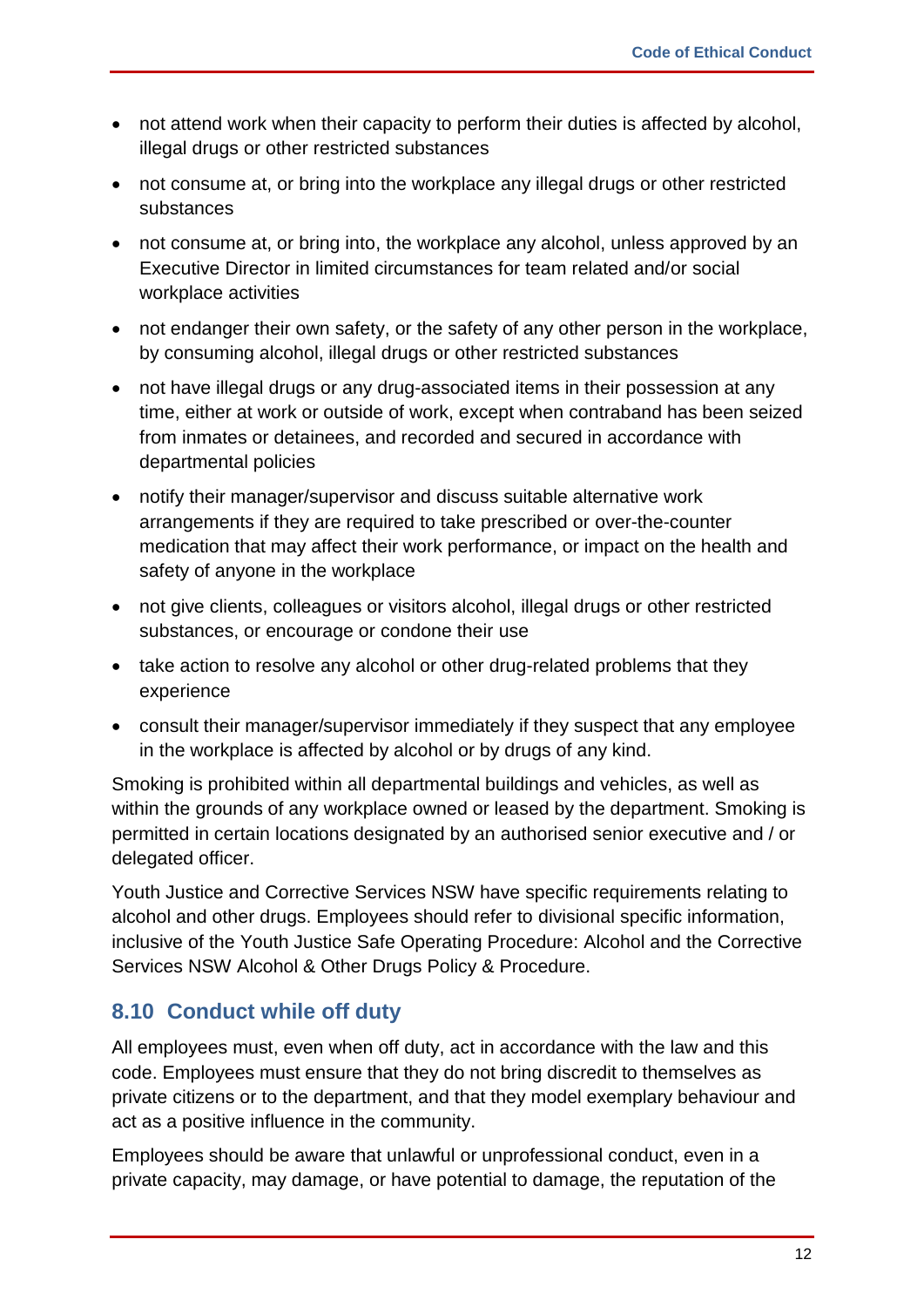- not attend work when their capacity to perform their duties is affected by alcohol, illegal drugs or other restricted substances
- not consume at, or bring into the workplace any illegal drugs or other restricted substances
- not consume at, or bring into, the workplace any alcohol, unless approved by an Executive Director in limited circumstances for team related and/or social workplace activities
- not endanger their own safety, or the safety of any other person in the workplace, by consuming alcohol, illegal drugs or other restricted substances
- not have illegal drugs or any drug-associated items in their possession at any time, either at work or outside of work, except when contraband has been seized from inmates or detainees, and recorded and secured in accordance with departmental policies
- notify their manager/supervisor and discuss suitable alternative work arrangements if they are required to take prescribed or over-the-counter medication that may affect their work performance, or impact on the health and safety of anyone in the workplace
- not give clients, colleagues or visitors alcohol, illegal drugs or other restricted substances, or encourage or condone their use
- take action to resolve any alcohol or other drug-related problems that they experience
- consult their manager/supervisor immediately if they suspect that any employee in the workplace is affected by alcohol or by drugs of any kind.

Smoking is prohibited within all departmental buildings and vehicles, as well as within the grounds of any workplace owned or leased by the department. Smoking is permitted in certain locations designated by an authorised senior executive and / or delegated officer.

Youth Justice and Corrective Services NSW have specific requirements relating to alcohol and other drugs. Employees should refer to divisional specific information, inclusive of the Youth Justice Safe Operating Procedure: Alcohol and the Corrective Services NSW Alcohol & Other Drugs Policy & Procedure.

## 8.10 Conduct while off duty

All employees must, even when off duty, act in accordance with the law and this code. Employees must ensure that they do not bring discredit to themselves as private citizens or to the department, and that they model exemplary behaviour and act as a positive influence in the community.

Employees should be aware that unlawful or unprofessional conduct, even in a private capacity, may damage, or have potential to damage, the reputation of the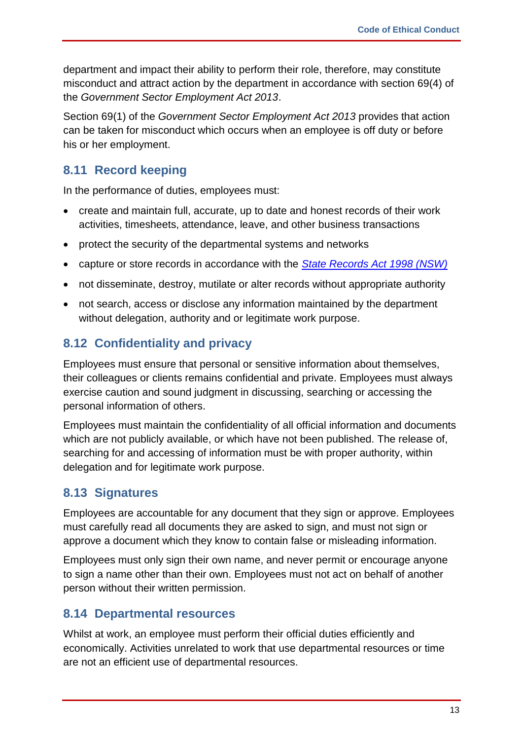department and impact their ability to perform their role, therefore, may constitute misconduct and attract action by the department in accordance with section 69(4) of the *Government Sector Employment Act 2013*.

Section 69(1) of the *Government Sector Employment Act 2013* provides that action can be taken for misconduct which occurs when an employee is off duty or before his or her employment.

## 8.11 Record keeping

In the performance of duties, employees must:

- create and maintain full, accurate, up to date and honest records of their work activities, timesheets, attendance, leave, and other business transactions
- protect the security of the departmental systems and networks
- capture or store records in accordance with the *State Records Act 1998 (NSW)*
- not disseminate, destroy, mutilate or alter records without appropriate authority
- not search, access or disclose any information maintained by the department without delegation, authority and or legitimate work purpose.

## 8.12 Confidentiality and privacy

Employees must ensure that personal or sensitive information about themselves, their colleagues or clients remains confidential and private. Employees must always exercise caution and sound judgment in discussing, searching or accessing the personal information of others.

Employees must maintain the confidentiality of all official information and documents which are not publicly available, or which have not been published. The release of, searching for and accessing of information must be with proper authority, within delegation and for legitimate work purpose.

## 8.13 Signatures

Employees are accountable for any document that they sign or approve. Employees must carefully read all documents they are asked to sign, and must not sign or approve a document which they know to contain false or misleading information.

Employees must only sign their own name, and never permit or encourage anyone to sign a name other than their own. Employees must not act on behalf of another person without their written permission.

## 8.14 Departmental resources

Whilst at work, an employee must perform their official duties efficiently and economically. Activities unrelated to work that use departmental resources or time are not an efficient use of departmental resources.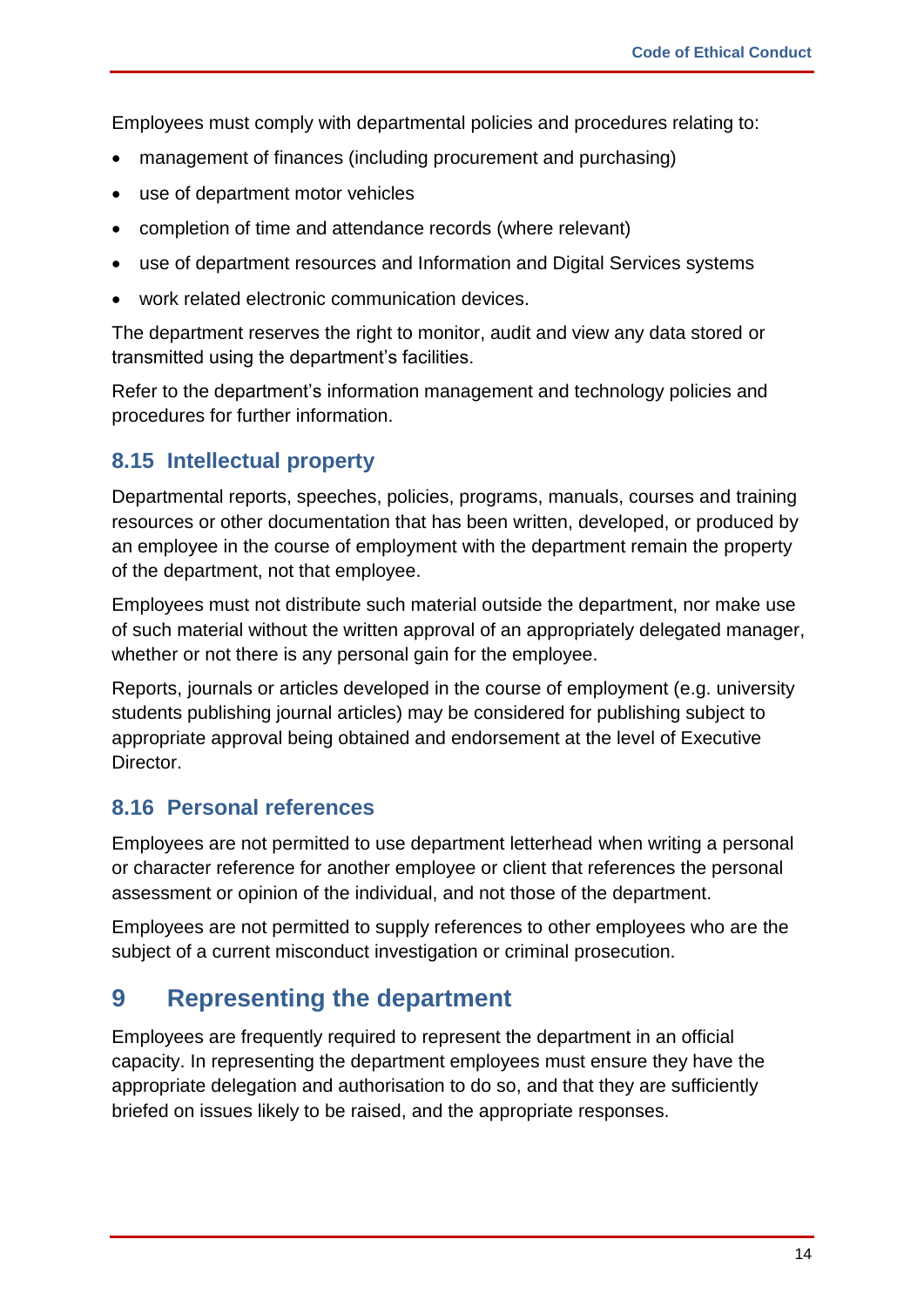Employees must comply with departmental policies and procedures relating to:

- management of finances (including procurement and purchasing)
- use of department motor vehicles
- completion of time and attendance records (where relevant)
- use of department resources and Information and Digital Services systems
- work related electronic communication devices.

The department reserves the right to monitor, audit and view any data stored or transmitted using the department's facilities.

Refer to the department's information management and technology policies and procedures for further information.

### 8.15 Intellectual property

Departmental reports, speeches, policies, programs, manuals, courses and training resources or other documentation that has been written, developed, or produced by an employee in the course of employment with the department remain the property of the department, not that employee.

Employees must not distribute such material outside the department, nor make use of such material without the written approval of an appropriately delegated manager, whether or not there is any personal gain for the employee.

Reports, journals or articles developed in the course of employment (e.g. university students publishing journal articles) may be considered for publishing subject to appropriate approval being obtained and endorsement at the level of Executive Director.

### 8.16 Personal references

Employees are not permitted to use department letterhead when writing a personal or character reference for another employee or client that references the personal assessment or opinion of the individual, and not those of the department.

Employees are not permitted to supply references to other employees who are the subject of a current misconduct investigation or criminal prosecution.

## 9 Representing the department

Employees are frequently required to represent the department in an official capacity. In representing the department employees must ensure they have the appropriate delegation and authorisation to do so, and that they are sufficiently briefed on issues likely to be raised, and the appropriate responses.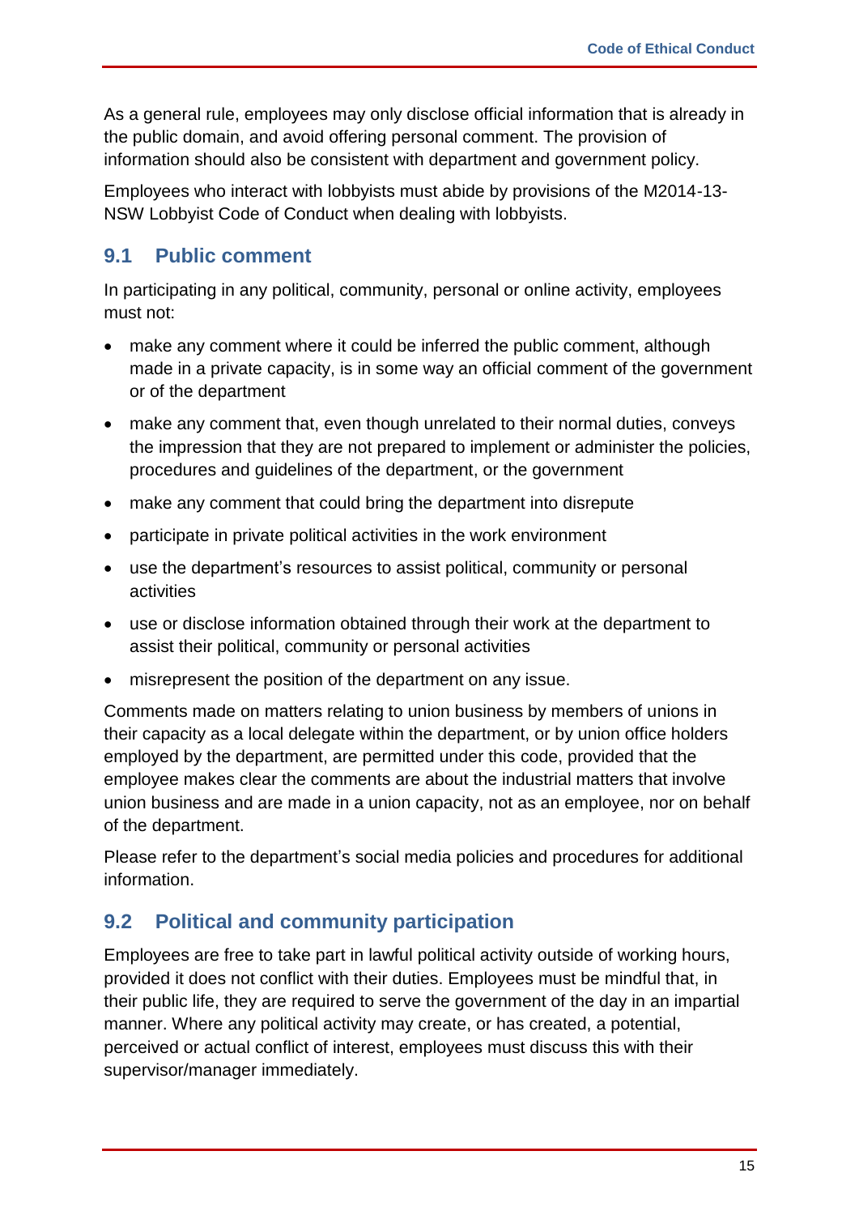As a general rule, employees may only disclose official information that is already in the public domain, and avoid offering personal comment. The provision of information should also be consistent with department and government policy.

Employees who interact with lobbyists must abide by provisions of the M2014-13- NSW Lobbyist Code of Conduct when dealing with lobbyists.

## 9.1 Public comment

In participating in any political, community, personal or online activity, employees must not:

- make any comment where it could be inferred the public comment, although made in a private capacity, is in some way an official comment of the government or of the department
- make any comment that, even though unrelated to their normal duties, conveys the impression that they are not prepared to implement or administer the policies, procedures and guidelines of the department, or the government
- make any comment that could bring the department into disrepute
- participate in private political activities in the work environment
- use the department's resources to assist political, community or personal activities
- use or disclose information obtained through their work at the department to assist their political, community or personal activities
- misrepresent the position of the department on any issue.

Comments made on matters relating to union business by members of unions in their capacity as a local delegate within the department, or by union office holders employed by the department, are permitted under this code, provided that the employee makes clear the comments are about the industrial matters that involve union business and are made in a union capacity, not as an employee, nor on behalf of the department.

Please refer to the department's social media policies and procedures for additional information.

## 9.2 Political and community participation

Employees are free to take part in lawful political activity outside of working hours, provided it does not conflict with their duties. Employees must be mindful that, in their public life, they are required to serve the government of the day in an impartial manner. Where any political activity may create, or has created, a potential, perceived or actual conflict of interest, employees must discuss this with their supervisor/manager immediately.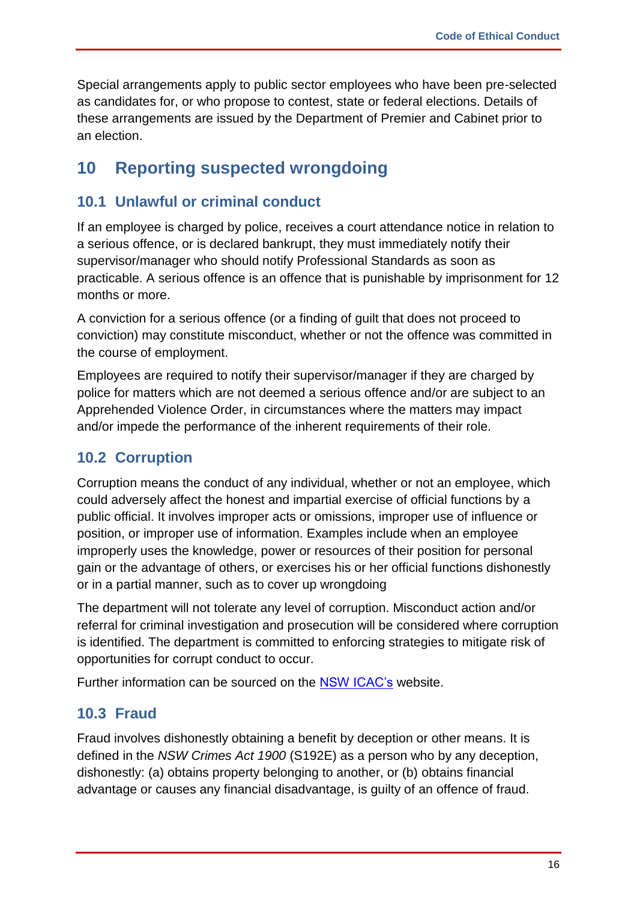Special arrangements apply to public sector employees who have been pre-selected as candidates for, or who propose to contest, state or federal elections. Details of these arrangements are issued by the Department of Premier and Cabinet prior to an election.

# 10 Reporting suspected wrongdoing

## 10.1 Unlawful or criminal conduct

If an employee is charged by police, receives a court attendance notice in relation to a serious offence, or is declared bankrupt, they must immediately notify their supervisor/manager who should notify Professional Standards as soon as practicable. A serious offence is an offence that is punishable by imprisonment for 12 months or more.

A conviction for a serious offence (or a finding of guilt that does not proceed to conviction) may constitute misconduct, whether or not the offence was committed in the course of employment.

Employees are required to notify their supervisor/manager if they are charged by police for matters which are not deemed a serious offence and/or are subject to an Apprehended Violence Order, in circumstances where the matters may impact and/or impede the performance of the inherent requirements of their role.

## 10.2 Corruption

Corruption means the conduct of any individual, whether or not an employee, which could adversely affect the honest and impartial exercise of official functions by a public official. It involves improper acts or omissions, improper use of influence or position, or improper use of information. Examples include when an employee improperly uses the knowledge, power or resources of their position for personal gain or the advantage of others, or exercises his or her official functions dishonestly or in a partial manner, such as to cover up wrongdoing

The department will not tolerate any level of corruption. Misconduct action and/or referral for criminal investigation and prosecution will be considered where corruption is identified. The department is committed to enforcing strategies to mitigate risk of opportunities for corrupt conduct to occur.

Further information can be sourced on the NSW ICAC's website.

## 10.3 Fraud

Fraud involves dishonestly obtaining a benefit by deception or other means. It is defined in the *NSW Crimes Act 1900* (S192E) as a person who by any deception, dishonestly: (a) obtains property belonging to another, or (b) obtains financial advantage or causes any financial disadvantage, is guilty of an offence of fraud.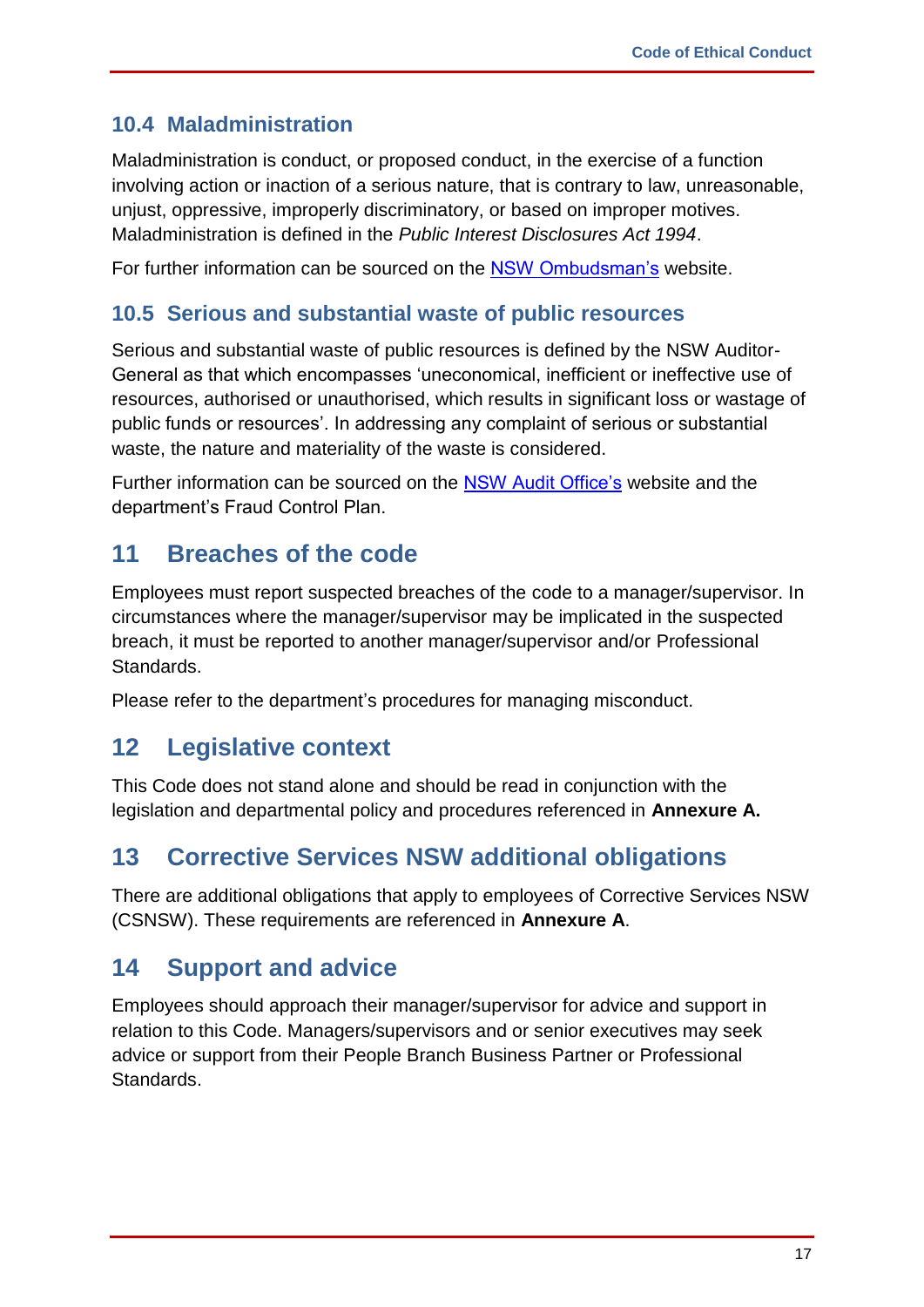### 10.4 Maladministration

Maladministration is conduct, or proposed conduct, in the exercise of a function involving action or inaction of a serious nature, that is contrary to law, unreasonable, unjust, oppressive, improperly discriminatory, or based on improper motives. Maladministration is defined in the *Public Interest Disclosures Act 1994*.

For further information can be sourced on the [NSW Ombudsman's]() website.

### 10.5 Serious and substantial waste of public resources

Serious and substantial waste of public resources is defined by the NSW Auditor-General as that which encompasses 'uneconomical, inefficient or ineffective use of resources, authorised or unauthorised, which results in significant loss or wastage of public funds or resources'. In addressing any complaint of serious or substantial waste, the nature and materiality of the waste is considered.

Further information can be sourced on the [NSW Audit Office's]() website and the department's Fraud Control Plan.

## 11 Breaches of the code

Employees must report suspected breaches of the code to a manager/supervisor. In circumstances where the manager/supervisor may be implicated in the suspected breach, it must be reported to another manager/supervisor and/or Professional Standards.

Please refer to the department's procedures for managing misconduct.

## 12 Legislative context

This Code does not stand alone and should be read in conjunction with the legislation and departmental policy and procedures referenced in **Annexure A.**

## 13 Corrective Services NSW additional obligations

There are additional obligations that apply to employees of Corrective Services NSW (CSNSW). These requirements are referenced in **Annexure A**.

## 14 Support and advice

Employees should approach their manager/supervisor for advice and support in relation to this Code. Managers/supervisors and or senior executives may seek advice or support from their People Branch Business Partner or Professional Standards.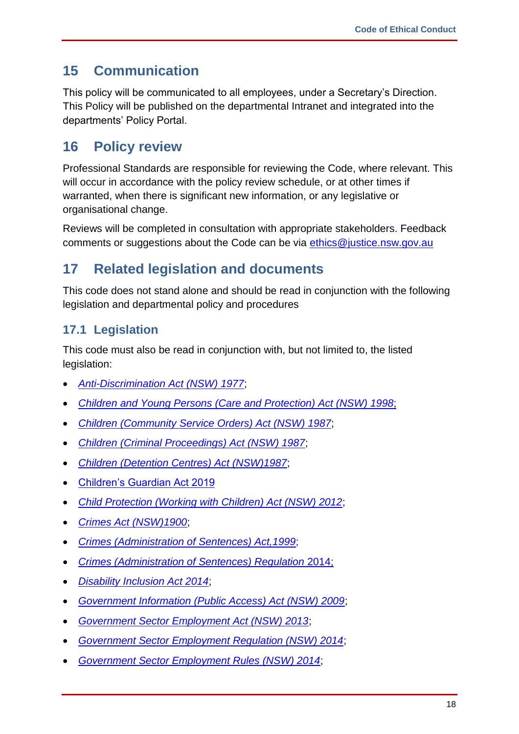## 15 Communication

This policy will be communicated to all employees, under a Secretary's Direction. This Policy will be published on the departmental Intranet and integrated into the departments' Policy Portal.

## 16 Policy review

Professional Standards are responsible for reviewing the Code, where relevant. This will occur in accordance with the policy review schedule, or at other times if warranted, when there is significant new information, or any legislative or organisational change.

Reviews will be completed in consultation with appropriate stakeholders. Feedback comments or suggestions about the Code can be via ethics@justice.nsw.gov.au

## 17 Related legislation and documents

This code does not stand alone and should be read in conjunction with the following legislation and departmental policy and procedures

### 17.1 Legislation

This code must also be read in conjunction with, but not limited to, the listed legislation:

- *Anti-Discrimination Act (NSW) 1977*;
- *Children and Young Persons (Care and Protection) Act (NSW) 1998*;
- *Children (Community Service Orders) Act (NSW) 1987*;
- *Children (Criminal Proceedings) Act (NSW) 1987*;
- *Children (Detention Centres) Act (NSW)1987*;
- Children's Guardian Act 2019
- *Child Protection (Working with Children) Act (NSW) 2012*;
- *Crimes Act (NSW)1900*;
- *Crimes (Administration of Sentences) Act,1999*;
- *Crimes (Administration of Sentences) Regulation* 2014;
- *Disability Inclusion Act 2014*;
- *Government Information (Public Access) Act (NSW) 2009*;
- *Government Sector Employment Act (NSW) 2013*;
- *Government Sector Employment Regulation (NSW) 2014*;
- *Government Sector Employment Rules (NSW) 2014*;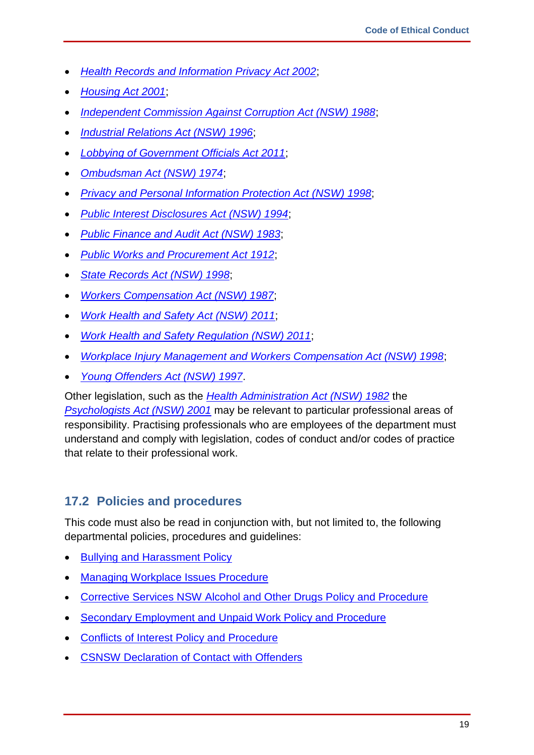- *Health Records and Information Privacy Act 2002*;
- *Housing Act 2001*;
- *Independent Commission Against Corruption Act (NSW) 1988*;
- *Industrial Relations Act (NSW) 1996*;
- *Lobbying of Government Officials Act 2011*;
- *Ombudsman Act (NSW) 1974*;
- *Privacy and Personal Information Protection Act (NSW) 1998*;
- *Public Interest Disclosures Act (NSW) 1994*;
- *Public Finance and Audit Act (NSW) 1983*;
- *Public Works and Procurement Act 1912*;
- *State Records Act (NSW) 1998*;
- *Workers Compensation Act (NSW) 1987*;
- *Work Health and Safety Act (NSW) 2011*;
- *Work Health and Safety Regulation (NSW) 2011*;
- *Workplace Injury Management and Workers Compensation Act (NSW) 1998*;
- *Young Offenders Act (NSW) 1997*.

Other legislation, such as the *Health Administration Act (NSW) 1982* the *Psychologists Act (NSW) 2001* may be relevant to particular professional areas of responsibility. Practising professionals who are employees of the department must understand and comply with legislation, codes of conduct and/or codes of practice that relate to their professional work.

## 17.2 Policies and procedures

This code must also be read in conjunction with, but not limited to, the following departmental policies, procedures and guidelines:

- Bullying and Harassment Policy
- Managing Workplace Issues Procedure
- Corrective Services NSW Alcohol and Other Drugs Policy and Procedure
- Secondary Employment and Unpaid Work Policy and Procedure
- Conflicts of Interest Policy and Procedure
- CSNSW Declaration of Contact with Offenders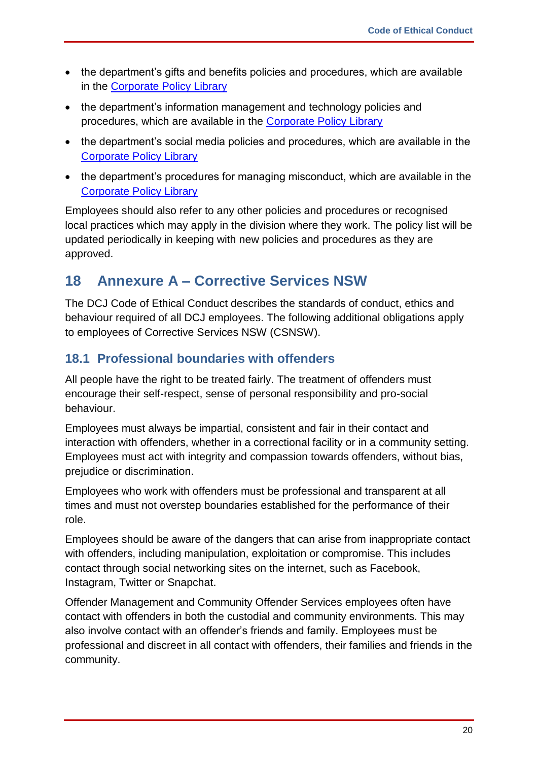- the department's gifts and benefits policies and procedures, which are available in the [Corporate Policy Library]
- the department's information management and technology policies and procedures, which are available in the [Corporate Policy Library]
- the department's social media policies and procedures, which are available in the [Corporate Policy Library]
- the department's procedures for managing misconduct, which are available in the [Corporate Policy Library]

Employees should also refer to any other policies and procedures or recognised local practices which may apply in the division where they work. The policy list will be updated periodically in keeping with new policies and procedures as they are approved.

## 18 Annexure A – Corrective Services NSW

The DCJ Code of Ethical Conduct describes the standards of conduct, ethics and behaviour required of all DCJ employees. The following additional obligations apply to employees of Corrective Services NSW (CSNSW).

### 18.1 Professional boundaries with offenders

All people have the right to be treated fairly. The treatment of offenders must encourage their self-respect, sense of personal responsibility and pro-social behaviour.

Employees must always be impartial, consistent and fair in their contact and interaction with offenders, whether in a correctional facility or in a community setting. Employees must act with integrity and compassion towards offenders, without bias, prejudice or discrimination.

Employees who work with offenders must be professional and transparent at all times and must not overstep boundaries established for the performance of their role.

Employees should be aware of the dangers that can arise from inappropriate contact with offenders, including manipulation, exploitation or compromise. This includes contact through social networking sites on the internet, such as Facebook, Instagram, Twitter or Snapchat.

Offender Management and Community Offender Services employees often have contact with offenders in both the custodial and community environments. This may also involve contact with an offender's friends and family. Employees must be professional and discreet in all contact with offenders, their families and friends in the community.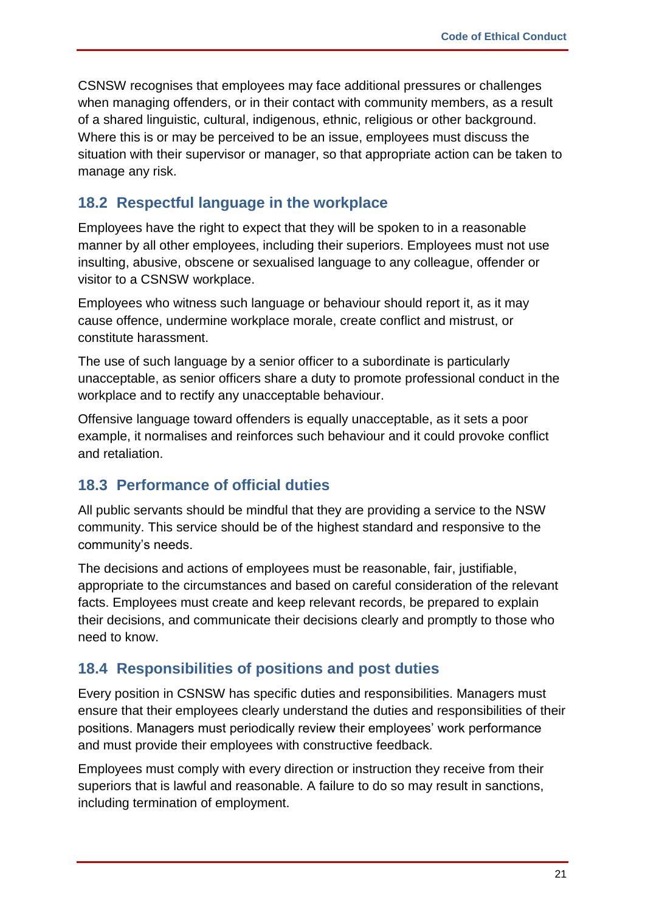CSNSW recognises that employees may face additional pressures or challenges when managing offenders, or in their contact with community members, as a result of a shared linguistic, cultural, indigenous, ethnic, religious or other background. Where this is or may be perceived to be an issue, employees must discuss the situation with their supervisor or manager, so that appropriate action can be taken to manage any risk.

## 18.2 Respectful language in the workplace

Employees have the right to expect that they will be spoken to in a reasonable manner by all other employees, including their superiors. Employees must not use insulting, abusive, obscene or sexualised language to any colleague, offender or visitor to a CSNSW workplace.

Employees who witness such language or behaviour should report it, as it may cause offence, undermine workplace morale, create conflict and mistrust, or constitute harassment.

The use of such language by a senior officer to a subordinate is particularly unacceptable, as senior officers share a duty to promote professional conduct in the workplace and to rectify any unacceptable behaviour.

Offensive language toward offenders is equally unacceptable, as it sets a poor example, it normalises and reinforces such behaviour and it could provoke conflict and retaliation.

## 18.3 Performance of official duties

All public servants should be mindful that they are providing a service to the NSW community. This service should be of the highest standard and responsive to the community's needs.

The decisions and actions of employees must be reasonable, fair, justifiable, appropriate to the circumstances and based on careful consideration of the relevant facts. Employees must create and keep relevant records, be prepared to explain their decisions, and communicate their decisions clearly and promptly to those who need to know.

## 18.4 Responsibilities of positions and post duties

Every position in CSNSW has specific duties and responsibilities. Managers must ensure that their employees clearly understand the duties and responsibilities of their positions. Managers must periodically review their employees' work performance and must provide their employees with constructive feedback.

Employees must comply with every direction or instruction they receive from their superiors that is lawful and reasonable. A failure to do so may result in sanctions, including termination of employment.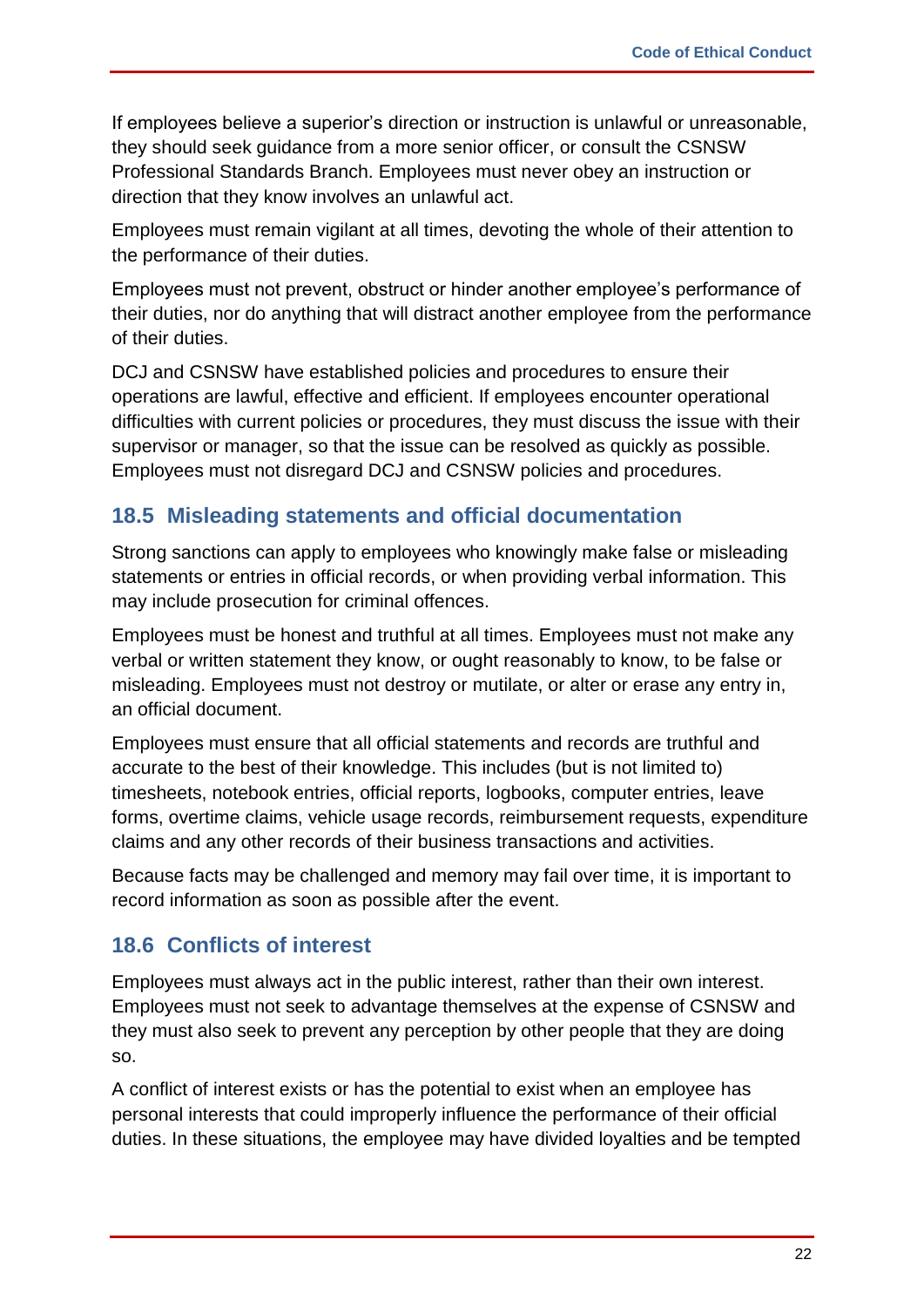If employees believe a superior's direction or instruction is unlawful or unreasonable, they should seek guidance from a more senior officer, or consult the CSNSW Professional Standards Branch. Employees must never obey an instruction or direction that they know involves an unlawful act.

Employees must remain vigilant at all times, devoting the whole of their attention to the performance of their duties.

Employees must not prevent, obstruct or hinder another employee's performance of their duties, nor do anything that will distract another employee from the performance of their duties.

DCJ and CSNSW have established policies and procedures to ensure their operations are lawful, effective and efficient. If employees encounter operational difficulties with current policies or procedures, they must discuss the issue with their supervisor or manager, so that the issue can be resolved as quickly as possible. Employees must not disregard DCJ and CSNSW policies and procedures.

## 18.5 Misleading statements and official documentation

Strong sanctions can apply to employees who knowingly make false or misleading statements or entries in official records, or when providing verbal information. This may include prosecution for criminal offences.

Employees must be honest and truthful at all times. Employees must not make any verbal or written statement they know, or ought reasonably to know, to be false or misleading. Employees must not destroy or mutilate, or alter or erase any entry in, an official document.

Employees must ensure that all official statements and records are truthful and accurate to the best of their knowledge. This includes (but is not limited to) timesheets, notebook entries, official reports, logbooks, computer entries, leave forms, overtime claims, vehicle usage records, reimbursement requests, expenditure claims and any other records of their business transactions and activities.

Because facts may be challenged and memory may fail over time, it is important to record information as soon as possible after the event.

## 18.6 Conflicts of interest

Employees must always act in the public interest, rather than their own interest. Employees must not seek to advantage themselves at the expense of CSNSW and they must also seek to prevent any perception by other people that they are doing so.

A conflict of interest exists or has the potential to exist when an employee has personal interests that could improperly influence the performance of their official duties. In these situations, the employee may have divided loyalties and be tempted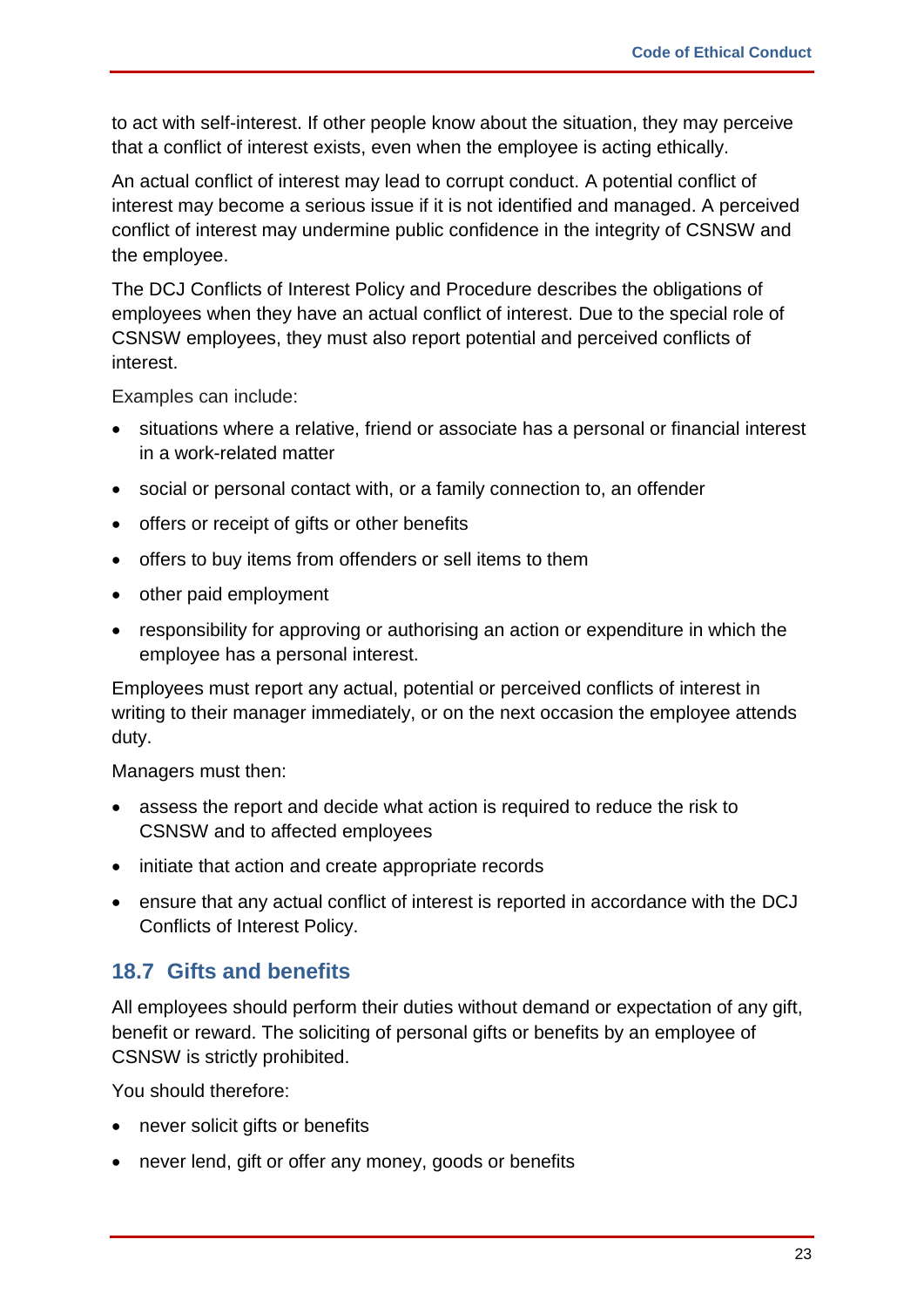to act with self-interest. If other people know about the situation, they may perceive that a conflict of interest exists, even when the employee is acting ethically.

An actual conflict of interest may lead to corrupt conduct. A potential conflict of interest may become a serious issue if it is not identified and managed. A perceived conflict of interest may undermine public confidence in the integrity of CSNSW and the employee.

The DCJ Conflicts of Interest Policy and Procedure describes the obligations of employees when they have an actual conflict of interest. Due to the special role of CSNSW employees, they must also report potential and perceived conflicts of interest.

Examples can include:

- situations where a relative, friend or associate has a personal or financial interest in a work-related matter
- social or personal contact with, or a family connection to, an offender
- offers or receipt of gifts or other benefits
- offers to buy items from offenders or sell items to them
- other paid employment
- responsibility for approving or authorising an action or expenditure in which the employee has a personal interest.

Employees must report any actual, potential or perceived conflicts of interest in writing to their manager immediately, or on the next occasion the employee attends duty.

Managers must then:

- assess the report and decide what action is required to reduce the risk to CSNSW and to affected employees
- initiate that action and create appropriate records
- ensure that any actual conflict of interest is reported in accordance with the DCJ Conflicts of Interest Policy.

## 18.7 Gifts and benefits

All employees should perform their duties without demand or expectation of any gift, benefit or reward. The soliciting of personal gifts or benefits by an employee of CSNSW is strictly prohibited.

You should therefore:

- never solicit gifts or benefits
- never lend, gift or offer any money, goods or benefits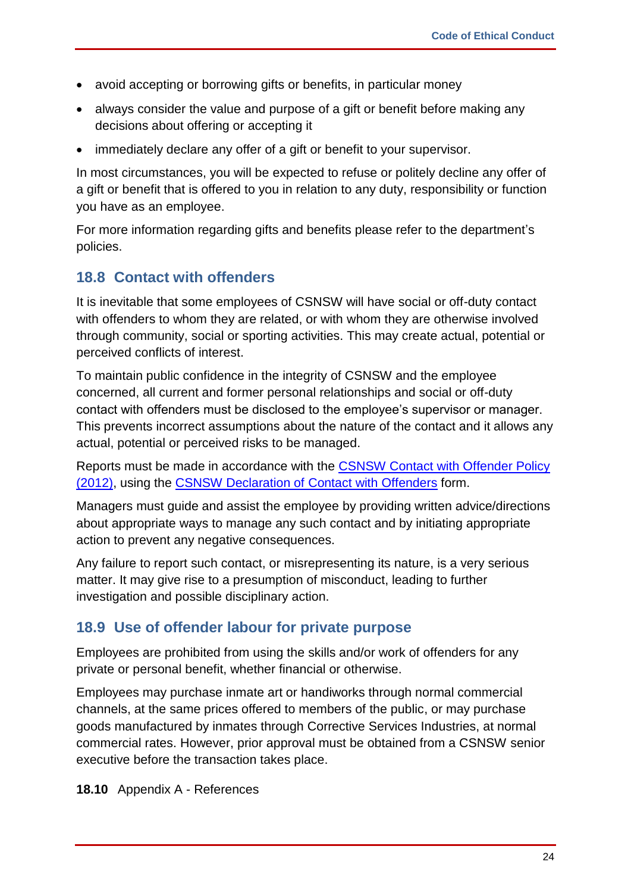- avoid accepting or borrowing gifts or benefits, in particular money
- always consider the value and purpose of a gift or benefit before making any decisions about offering or accepting it
- immediately declare any offer of a gift or benefit to your supervisor.

In most circumstances, you will be expected to refuse or politely decline any offer of a gift or benefit that is offered to you in relation to any duty, responsibility or function you have as an employee.

For more information regarding gifts and benefits please refer to the department's policies.

## 18.8 Contact with offenders

It is inevitable that some employees of CSNSW will have social or off-duty contact with offenders to whom they are related, or with whom they are otherwise involved through community, social or sporting activities. This may create actual, potential or perceived conflicts of interest.

To maintain public confidence in the integrity of CSNSW and the employee concerned, all current and former personal relationships and social or off-duty contact with offenders must be disclosed to the employee's supervisor or manager. This prevents incorrect assumptions about the nature of the contact and it allows any actual, potential or perceived risks to be managed.

Reports must be made in accordance with the CSNSW Contact with Offender Policy (2012), using the CSNSW Declaration of Contact with Offenders form.

Managers must guide and assist the employee by providing written advice/directions about appropriate ways to manage any such contact and by initiating appropriate action to prevent any negative consequences.

Any failure to report such contact, or misrepresenting its nature, is a very serious matter. It may give rise to a presumption of misconduct, leading to further investigation and possible disciplinary action.

## 18.9 Use of offender labour for private purpose

Employees are prohibited from using the skills and/or work of offenders for any private or personal benefit, whether financial or otherwise.

Employees may purchase inmate art or handiworks through normal commercial channels, at the same prices offered to members of the public, or may purchase goods manufactured by inmates through Corrective Services Industries, at normal commercial rates. However, prior approval must be obtained from a CSNSW senior executive before the transaction takes place.

**18.10** Appendix A - References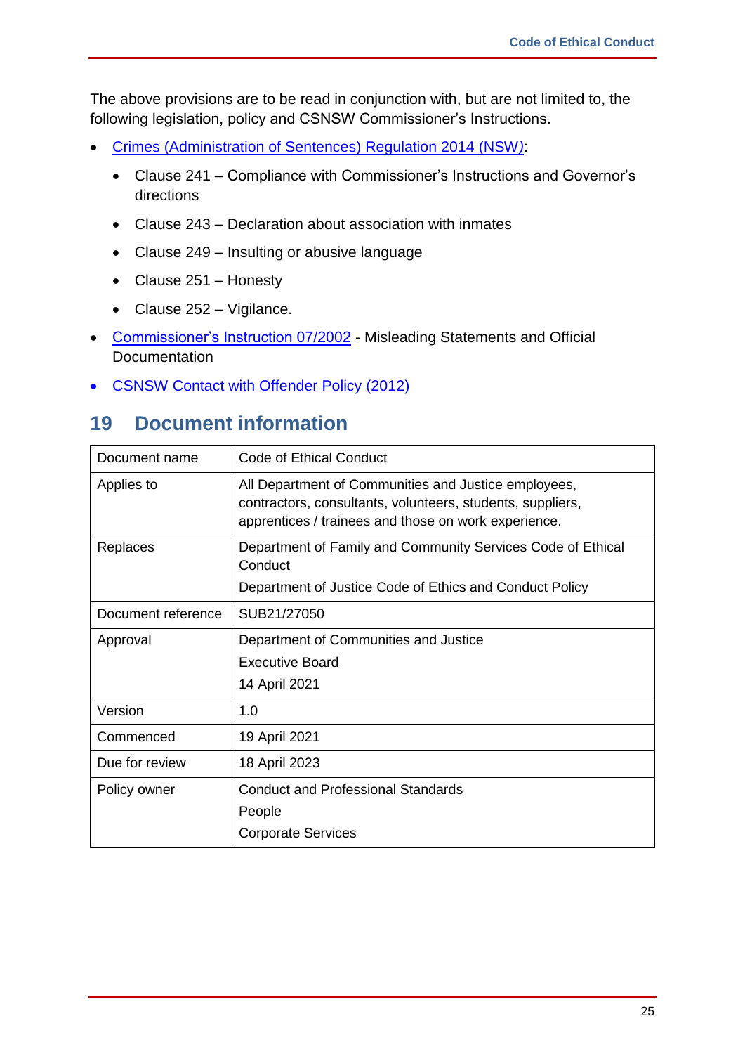The above provisions are to be read in conjunction with, but are not limited to, the following legislation, policy and CSNSW Commissioner's Instructions.

- Crimes (Administration of Sentences) Regulation 2014 (NSW):
  - Clause 241 – Compliance with Commissioner's Instructions and Governor's directions
  - Clause 243 – Declaration about association with inmates
  - Clause 249 – Insulting or abusive language
  - Clause 251 – Honesty
  - Clause 252 – Vigilance.
- Commissioner's Instruction 07/2002 - Misleading Statements and Official Documentation
- CSNSW Contact with Offender Policy (2012)

## 19 Document information

| | |
|---|---|
| Document name | Code of Ethical Conduct |
| Applies to | All Department of Communities and Justice employees, contractors, consultants, volunteers, students, suppliers, apprentices / trainees and those on work experience. |
| Replaces | Department of Family and Community Services Code of Ethical Conduct<br>Department of Justice Code of Ethics and Conduct Policy |
| Document reference | SUB21/27050 |
| Approval | Department of Communities and Justice<br>Executive Board<br>14 April 2021 |
| Version | 1.0 |
| Commenced | 19 April 2021 |
| Due for review | 18 April 2023 |
| Policy owner | Conduct and Professional Standards<br>People<br>Corporate Services |